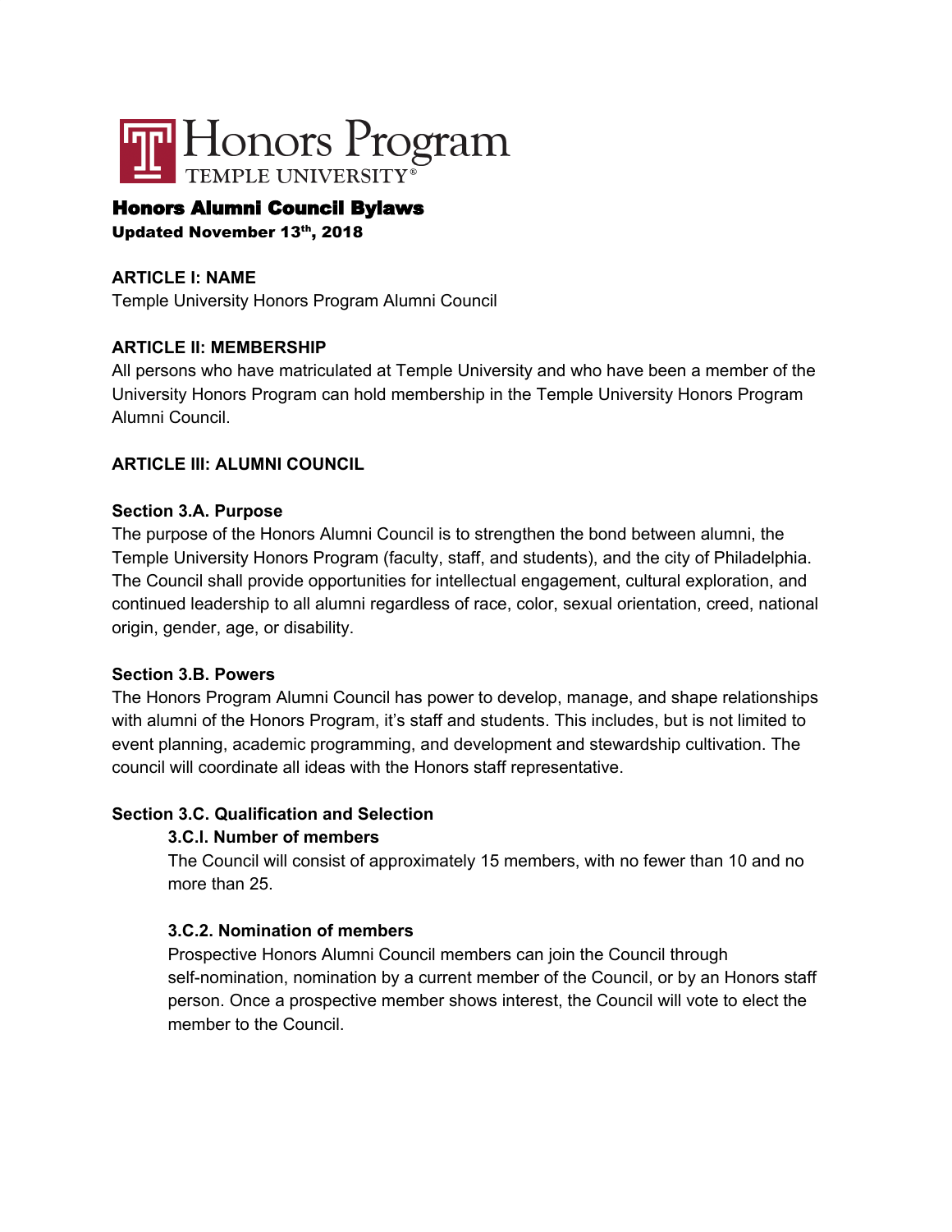Honors Program
TEMPLE UNIVERSITY®

# Honors Alumni Council Bylaws

**Updated November 13th, 2018**

## ARTICLE I: NAME

Temple University Honors Program Alumni Council

## ARTICLE II: MEMBERSHIP

All persons who have matriculated at Temple University and who have been a member of the University Honors Program can hold membership in the Temple University Honors Program Alumni Council.

## ARTICLE III: ALUMNI COUNCIL

### Section 3.A. Purpose

The purpose of the Honors Alumni Council is to strengthen the bond between alumni, the Temple University Honors Program (faculty, staff, and students), and the city of Philadelphia. The Council shall provide opportunities for intellectual engagement, cultural exploration, and continued leadership to all alumni regardless of race, color, sexual orientation, creed, national origin, gender, age, or disability.

### Section 3.B. Powers

The Honors Program Alumni Council has power to develop, manage, and shape relationships with alumni of the Honors Program, it's staff and students. This includes, but is not limited to event planning, academic programming, and development and stewardship cultivation. The council will coordinate all ideas with the Honors staff representative.

### Section 3.C. Qualification and Selection

#### 3.C.I. Number of members

The Council will consist of approximately 15 members, with no fewer than 10 and no more than 25.

#### 3.C.2. Nomination of members

Prospective Honors Alumni Council members can join the Council through self-nomination, nomination by a current member of the Council, or by an Honors staff person. Once a prospective member shows interest, the Council will vote to elect the member to the Council.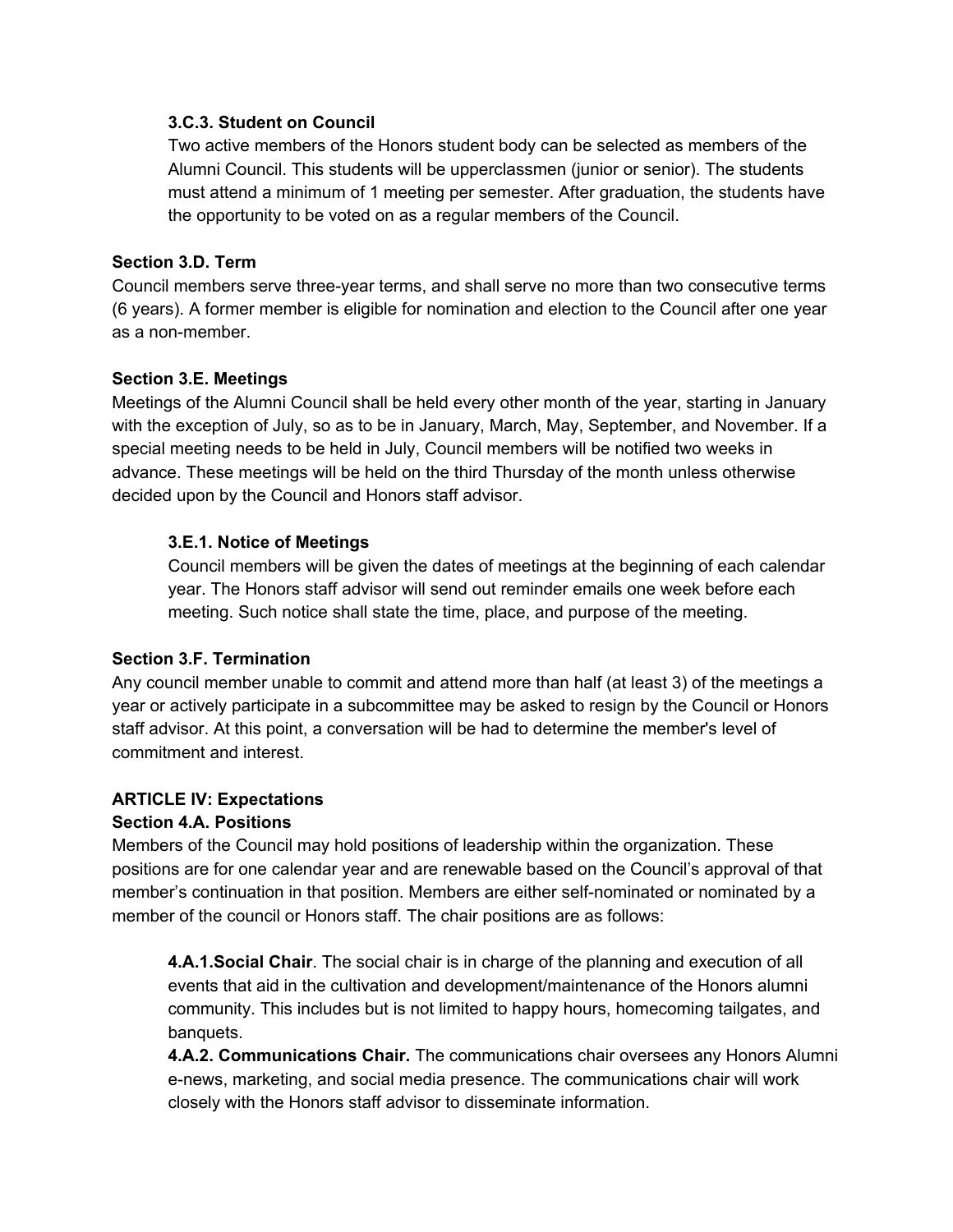#### 3.C.3. Student on Council

Two active members of the Honors student body can be selected as members of the Alumni Council. This students will be upperclassmen (junior or senior). The students must attend a minimum of 1 meeting per semester. After graduation, the students have the opportunity to be voted on as a regular members of the Council.

### Section 3.D. Term

Council members serve three-year terms, and shall serve no more than two consecutive terms (6 years). A former member is eligible for nomination and election to the Council after one year as a non-member.

### Section 3.E. Meetings

Meetings of the Alumni Council shall be held every other month of the year, starting in January with the exception of July, so as to be in January, March, May, September, and November. If a special meeting needs to be held in July, Council members will be notified two weeks in advance. These meetings will be held on the third Thursday of the month unless otherwise decided upon by the Council and Honors staff advisor.

#### 3.E.1. Notice of Meetings

Council members will be given the dates of meetings at the beginning of each calendar year. The Honors staff advisor will send out reminder emails one week before each meeting. Such notice shall state the time, place, and purpose of the meeting.

### Section 3.F. Termination

Any council member unable to commit and attend more than half (at least 3) of the meetings a year or actively participate in a subcommittee may be asked to resign by the Council or Honors staff advisor. At this point, a conversation will be had to determine the member's level of commitment and interest.

## ARTICLE IV: Expectations

### Section 4.A. Positions

Members of the Council may hold positions of leadership within the organization. These positions are for one calendar year and are renewable based on the Council's approval of that member's continuation in that position. Members are either self-nominated or nominated by a member of the council or Honors staff. The chair positions are as follows:

**4.A.1.Social Chair**. The social chair is in charge of the planning and execution of all events that aid in the cultivation and development/maintenance of the Honors alumni community. This includes but is not limited to happy hours, homecoming tailgates, and banquets.

**4.A.2. Communications Chair.** The communications chair oversees any Honors Alumni e-news, marketing, and social media presence. The communications chair will work closely with the Honors staff advisor to disseminate information.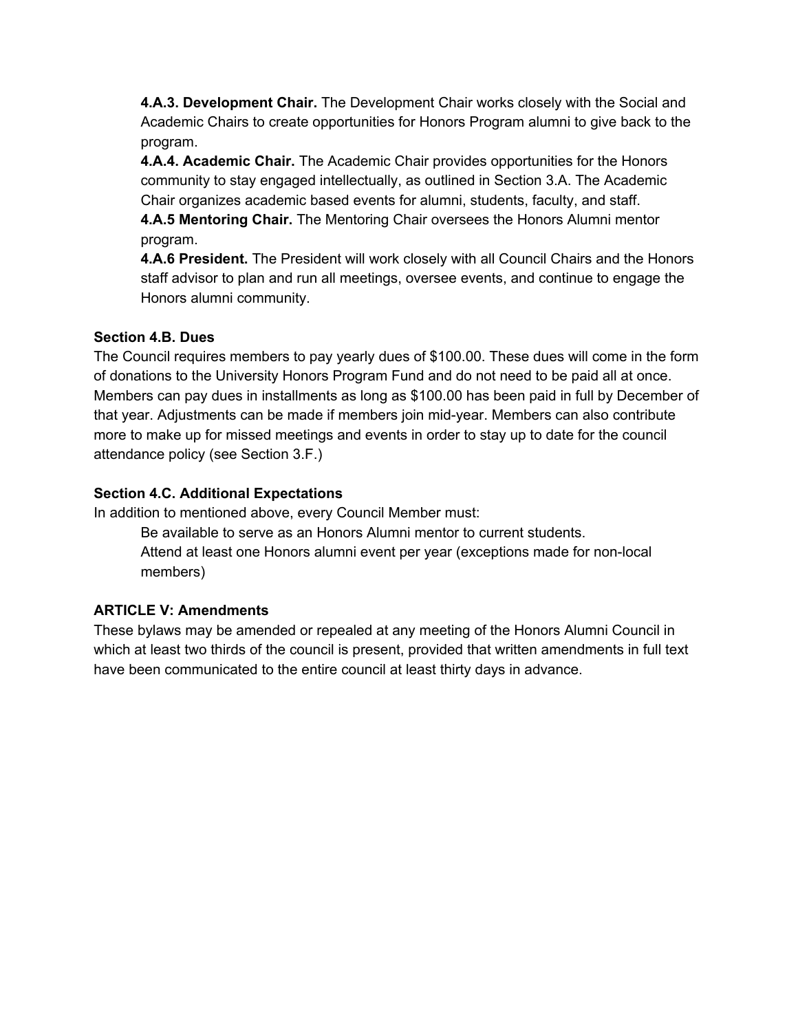**4.A.3. Development Chair.** The Development Chair works closely with the Social and Academic Chairs to create opportunities for Honors Program alumni to give back to the program.

**4.A.4. Academic Chair.** The Academic Chair provides opportunities for the Honors community to stay engaged intellectually, as outlined in Section 3.A. The Academic Chair organizes academic based events for alumni, students, faculty, and staff.

**4.A.5 Mentoring Chair.** The Mentoring Chair oversees the Honors Alumni mentor program.

**4.A.6 President.** The President will work closely with all Council Chairs and the Honors staff advisor to plan and run all meetings, oversee events, and continue to engage the Honors alumni community.

**Section 4.B. Dues**

The Council requires members to pay yearly dues of $100.00. These dues will come in the form of donations to the University Honors Program Fund and do not need to be paid all at once. Members can pay dues in installments as long as $100.00 has been paid in full by December of that year. Adjustments can be made if members join mid-year. Members can also contribute more to make up for missed meetings and events in order to stay up to date for the council attendance policy (see Section 3.F.)

**Section 4.C. Additional Expectations**

In addition to mentioned above, every Council Member must:

Be available to serve as an Honors Alumni mentor to current students.

Attend at least one Honors alumni event per year (exceptions made for non-local members)

**ARTICLE V: Amendments**

These bylaws may be amended or repealed at any meeting of the Honors Alumni Council in which at least two thirds of the council is present, provided that written amendments in full text have been communicated to the entire council at least thirty days in advance.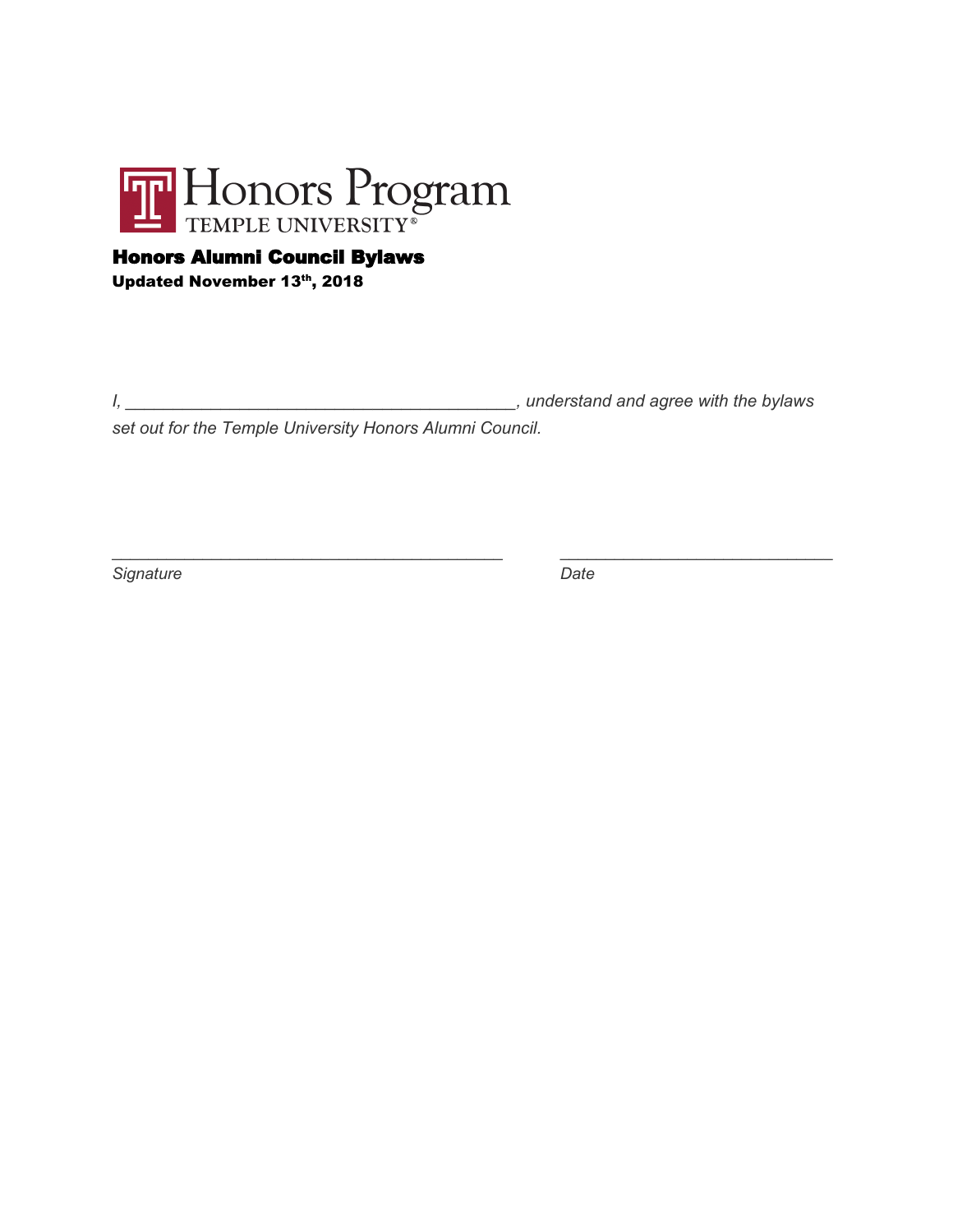Honors Program
TEMPLE UNIVERSITY®

**Honors Alumni Council Bylaws**

**Updated November 13th, 2018**

*I, ________________________________________, understand and agree with the bylaws set out for the Temple University Honors Alumni Council.*

_________________________________________ ______________________________

*Signature* *Date*